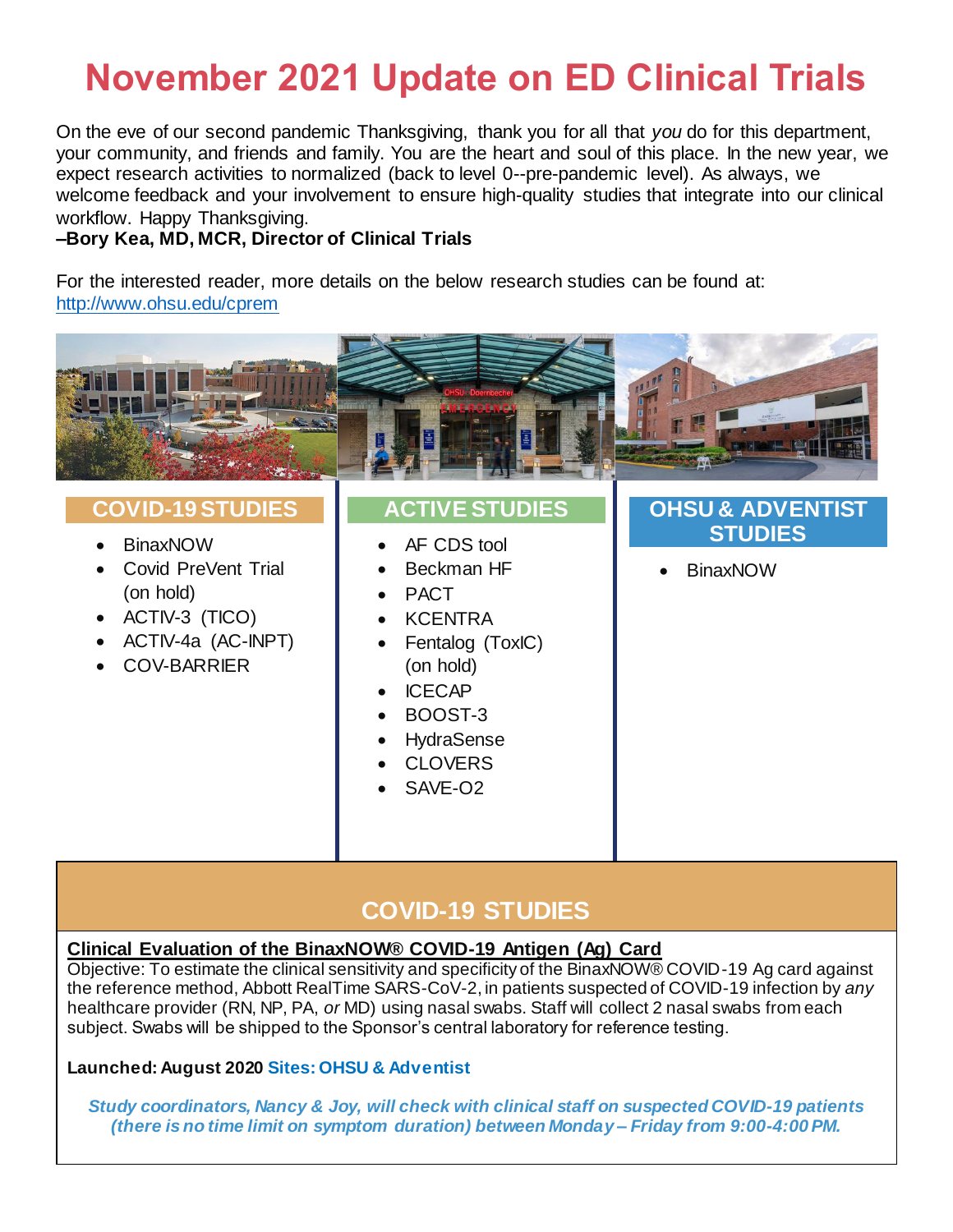# November 2021 Update on ED Clinical Trials

On the eve of our second pandemic Thanksgiving, thank you for all that *you* do for this department, your community, and friends and family. You are the heart and soul of this place. In the new year, we expect research activities to normalized (back to level 0--pre-pandemic level). As always, we welcome feedback and your involvement to ensure high-quality studies that integrate into our clinical workflow. Happy Thanksgiving.

**–Bory Kea, MD, MCR, Director of Clinical Trials**

For the interested reader, more details on the below research studies can be found at: http://www.ohsu.edu/cprem

## COVID-19 STUDIES

- BinaxNOW
- Covid PreVent Trial (on hold)
- ACTIV-3 (TICO)
- ACTIV-4a (AC-INPT)
- COV-BARRIER

## ACTIVE STUDIES

- AF CDS tool
- Beckman HF
- PACT
- KCENTRA
- Fentalog (ToxIC) (on hold)
- ICECAP
- BOOST-3
- HydraSense
- CLOVERS
- SAVE-O2

## OHSU & ADVENTIST STUDIES

- BinaxNOW

## COVID-19 STUDIES

**Clinical Evaluation of the BinaxNOW® COVID-19 Antigen (Ag) Card**

Objective: To estimate the clinical sensitivity and specificity of the BinaxNOW® COVID-19 Ag card against the reference method, Abbott RealTime SARS-CoV-2, in patients suspected of COVID-19 infection by *any* healthcare provider (RN, NP, PA, *or* MD) using nasal swabs. Staff will collect 2 nasal swabs from each subject. Swabs will be shipped to the Sponsor's central laboratory for reference testing.

**Launched: August 2020** **Sites: OHSU & Adventist**

***Study coordinators, Nancy & Joy, will check with clinical staff on suspected COVID-19 patients (there is no time limit on symptom duration) between Monday – Friday from 9:00-4:00 PM.***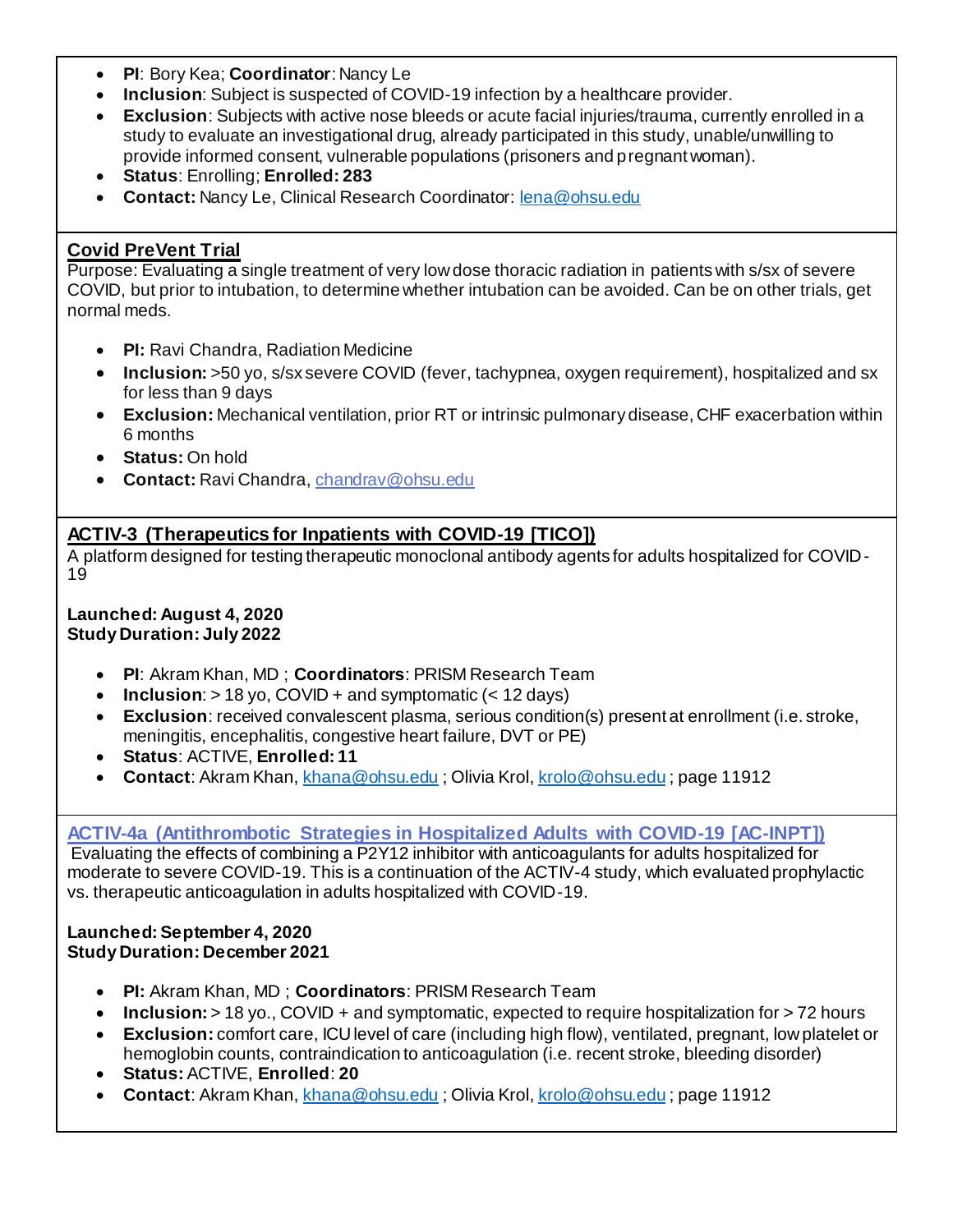- **PI**: Bory Kea; **Coordinator**: Nancy Le
- **Inclusion**: Subject is suspected of COVID-19 infection by a healthcare provider.
- **Exclusion**: Subjects with active nose bleeds or acute facial injuries/trauma, currently enrolled in a study to evaluate an investigational drug, already participated in this study, unable/unwilling to provide informed consent, vulnerable populations (prisoners and pregnant woman).
- **Status**: Enrolling; **Enrolled: 283**
- **Contact:** Nancy Le, Clinical Research Coordinator: lena@ohsu.edu

## Covid PreVent Trial

Purpose: Evaluating a single treatment of very low dose thoracic radiation in patients with s/sx of severe COVID, but prior to intubation, to determine whether intubation can be avoided. Can be on other trials, get normal meds.

- **PI:** Ravi Chandra, Radiation Medicine
- **Inclusion:** >50 yo, s/sx severe COVID (fever, tachypnea, oxygen requirement), hospitalized and sx for less than 9 days
- **Exclusion:** Mechanical ventilation, prior RT or intrinsic pulmonary disease, CHF exacerbation within 6 months
- **Status:** On hold
- **Contact:** Ravi Chandra, chandrav@ohsu.edu

## ACTIV-3 (Therapeutics for Inpatients with COVID-19 [TICO])

A platform designed for testing therapeutic monoclonal antibody agents for adults hospitalized for COVID-19

**Launched: August 4, 2020**
**Study Duration: July 2022**

- **PI**: Akram Khan, MD ; **Coordinators**: PRISM Research Team
- **Inclusion**: > 18 yo, COVID + and symptomatic (< 12 days)
- **Exclusion**: received convalescent plasma, serious condition(s) present at enrollment (i.e. stroke, meningitis, encephalitis, congestive heart failure, DVT or PE)
- **Status**: ACTIVE, **Enrolled: 11**
- **Contact**: Akram Khan, khana@ohsu.edu ; Olivia Krol, krolo@ohsu.edu ; page 11912

## ACTIV-4a (Antithrombotic Strategies in Hospitalized Adults with COVID-19 [AC-INPT])

Evaluating the effects of combining a P2Y12 inhibitor with anticoagulants for adults hospitalized for moderate to severe COVID-19. This is a continuation of the ACTIV-4 study, which evaluated prophylactic vs. therapeutic anticoagulation in adults hospitalized with COVID-19.

**Launched: September 4, 2020**
**Study Duration: December 2021**

- **PI:** Akram Khan, MD ; **Coordinators**: PRISM Research Team
- **Inclusion:** > 18 yo., COVID + and symptomatic, expected to require hospitalization for > 72 hours
- **Exclusion:** comfort care, ICU level of care (including high flow), ventilated, pregnant, low platelet or hemoglobin counts, contraindication to anticoagulation (i.e. recent stroke, bleeding disorder)
- **Status:** ACTIVE, **Enrolled**: **20**
- **Contact**: Akram Khan, khana@ohsu.edu ; Olivia Krol, krolo@ohsu.edu ; page 11912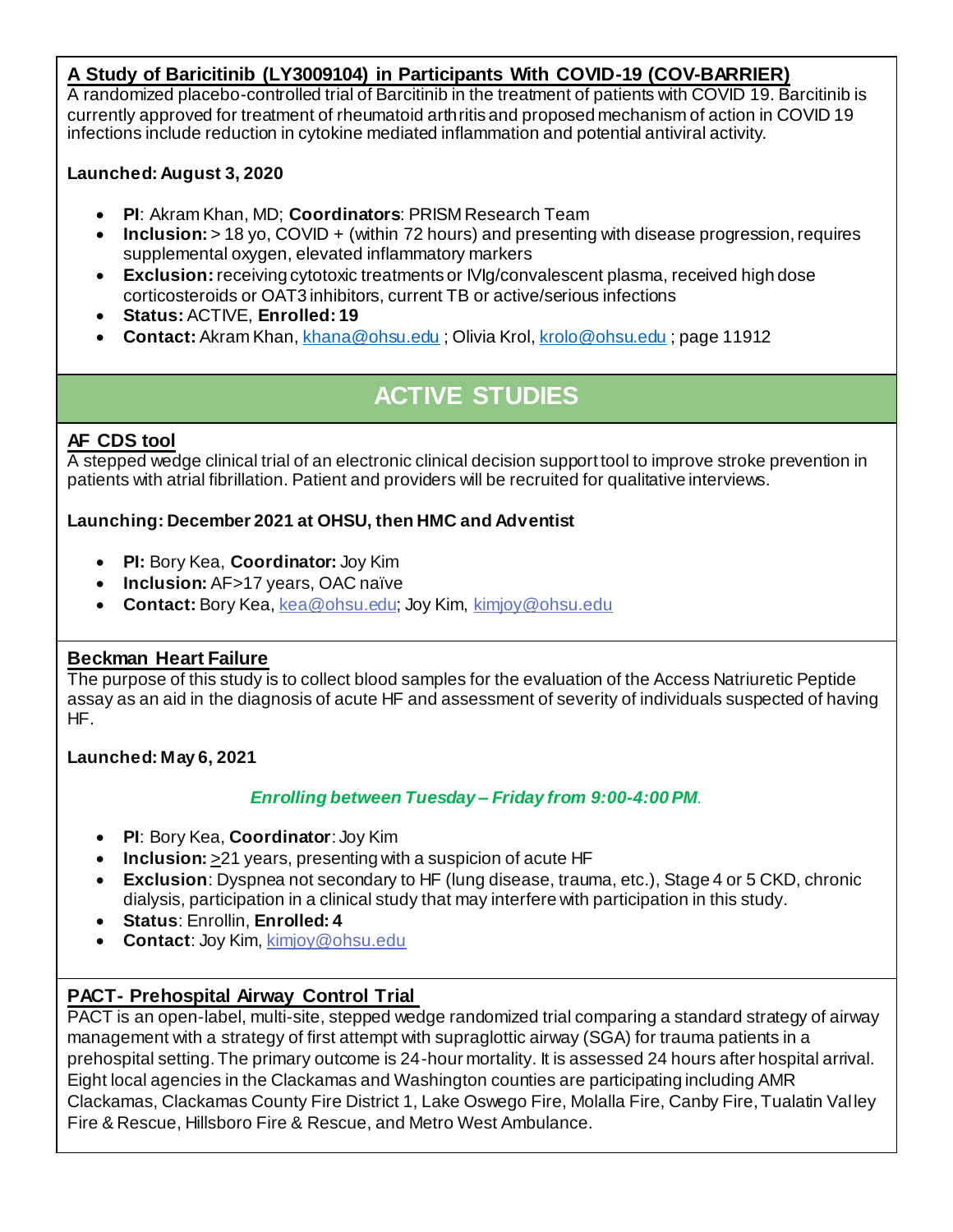### A Study of Baricitinib (LY3009104) in Participants With COVID-19 (COV-BARRIER)

A randomized placebo-controlled trial of Barcitinib in the treatment of patients with COVID 19. Barcitinib is currently approved for treatment of rheumatoid arthritis and proposed mechanism of action in COVID 19 infections include reduction in cytokine mediated inflammation and potential antiviral activity.

**Launched: August 3, 2020**

- **PI**: Akram Khan, MD; **Coordinators**: PRISM Research Team
- **Inclusion:** > 18 yo, COVID + (within 72 hours) and presenting with disease progression, requires supplemental oxygen, elevated inflammatory markers
- **Exclusion:** receiving cytotoxic treatments or IVIg/convalescent plasma, received high dose corticosteroids or OAT3 inhibitors, current TB or active/serious infections
- **Status:** ACTIVE, **Enrolled: 19**
- **Contact:** Akram Khan, khana@ohsu.edu ; Olivia Krol, krolo@ohsu.edu ; page 11912

## ACTIVE STUDIES

### AF CDS tool

A stepped wedge clinical trial of an electronic clinical decision support tool to improve stroke prevention in patients with atrial fibrillation. Patient and providers will be recruited for qualitative interviews.

**Launching: December 2021 at OHSU, then HMC and Adventist**

- **PI:** Bory Kea, **Coordinator:** Joy Kim
- **Inclusion:** AF>17 years, OAC naïve
- **Contact:** Bory Kea, kea@ohsu.edu; Joy Kim, kimjoy@ohsu.edu

### Beckman Heart Failure

The purpose of this study is to collect blood samples for the evaluation of the Access Natriuretic Peptide assay as an aid in the diagnosis of acute HF and assessment of severity of individuals suspected of having HF.

**Launched: May 6, 2021**

***Enrolling between Tuesday – Friday from 9:00-4:00 PM.***

- **PI**: Bory Kea, **Coordinator**: Joy Kim
- **Inclusion:** >21 years, presenting with a suspicion of acute HF
- **Exclusion**: Dyspnea not secondary to HF (lung disease, trauma, etc.), Stage 4 or 5 CKD, chronic dialysis, participation in a clinical study that may interfere with participation in this study.
- **Status**: Enrollin, **Enrolled: 4**
- **Contact**: Joy Kim, kimjoy@ohsu.edu

### PACT- Prehospital Airway Control Trial

PACT is an open-label, multi-site, stepped wedge randomized trial comparing a standard strategy of airway management with a strategy of first attempt with supraglottic airway (SGA) for trauma patients in a prehospital setting. The primary outcome is 24-hour mortality. It is assessed 24 hours after hospital arrival. Eight local agencies in the Clackamas and Washington counties are participating including AMR Clackamas, Clackamas County Fire District 1, Lake Oswego Fire, Molalla Fire, Canby Fire, Tualatin Valley Fire & Rescue, Hillsboro Fire & Rescue, and Metro West Ambulance.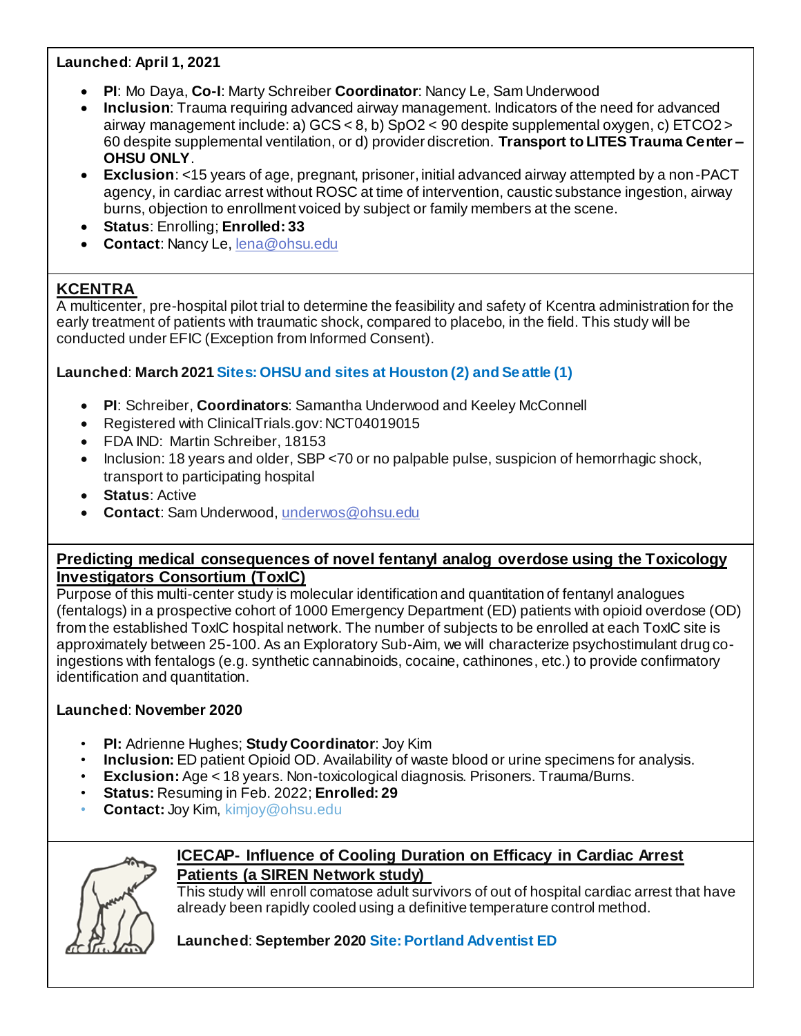**Launched**: **April 1, 2021**

- **PI**: Mo Daya, **Co-I**: Marty Schreiber **Coordinator**: Nancy Le, Sam Underwood
- **Inclusion**: Trauma requiring advanced airway management. Indicators of the need for advanced airway management include: a) GCS < 8, b) SpO2 < 90 despite supplemental oxygen, c) ETCO2 > 60 despite supplemental ventilation, or d) provider discretion. **Transport to LITES Trauma Center – OHSU ONLY**.
- **Exclusion**: <15 years of age, pregnant, prisoner, initial advanced airway attempted by a non-PACT agency, in cardiac arrest without ROSC at time of intervention, caustic substance ingestion, airway burns, objection to enrollment voiced by subject or family members at the scene.
- **Status**: Enrolling; **Enrolled: 33**
- **Contact**: Nancy Le, lena@ohsu.edu

## KCENTRA

A multicenter, pre-hospital pilot trial to determine the feasibility and safety of Kcentra administration for the early treatment of patients with traumatic shock, compared to placebo, in the field. This study will be conducted under EFIC (Exception from Informed Consent).

**Launched**: **March 2021** **Sites: OHSU and sites at Houston (2) and Seattle (1)**

- **PI**: Schreiber, **Coordinators**: Samantha Underwood and Keeley McConnell
- Registered with ClinicalTrials.gov: NCT04019015
- FDA IND: Martin Schreiber, 18153
- Inclusion: 18 years and older, SBP <70 or no palpable pulse, suspicion of hemorrhagic shock, transport to participating hospital
- **Status**: Active
- **Contact**: Sam Underwood, underwos@ohsu.edu

## Predicting medical consequences of novel fentanyl analog overdose using the Toxicology Investigators Consortium (ToxIC)

Purpose of this multi-center study is molecular identification and quantitation of fentanyl analogues (fentalogs) in a prospective cohort of 1000 Emergency Department (ED) patients with opioid overdose (OD) from the established ToxIC hospital network. The number of subjects to be enrolled at each ToxIC site is approximately between 25-100. As an Exploratory Sub-Aim, we will characterize psychostimulant drug co-ingestions with fentalogs (e.g. synthetic cannabinoids, cocaine, cathinones, etc.) to provide confirmatory identification and quantitation.

**Launched**: **November 2020**

- **PI:** Adrienne Hughes; **Study Coordinator**: Joy Kim
- **Inclusion:** ED patient Opioid OD. Availability of waste blood or urine specimens for analysis.
- **Exclusion:** Age < 18 years. Non-toxicological diagnosis. Prisoners. Trauma/Burns.
- **Status:** Resuming in Feb. 2022; **Enrolled: 29**
- **Contact:** Joy Kim, kimjoy@ohsu.edu

## ICECAP- Influence of Cooling Duration on Efficacy in Cardiac Arrest Patients (a SIREN Network study)

This study will enroll comatose adult survivors of out of hospital cardiac arrest that have already been rapidly cooled using a definitive temperature control method.

**Launched**: **September 2020** **Site: Portland Adventist ED**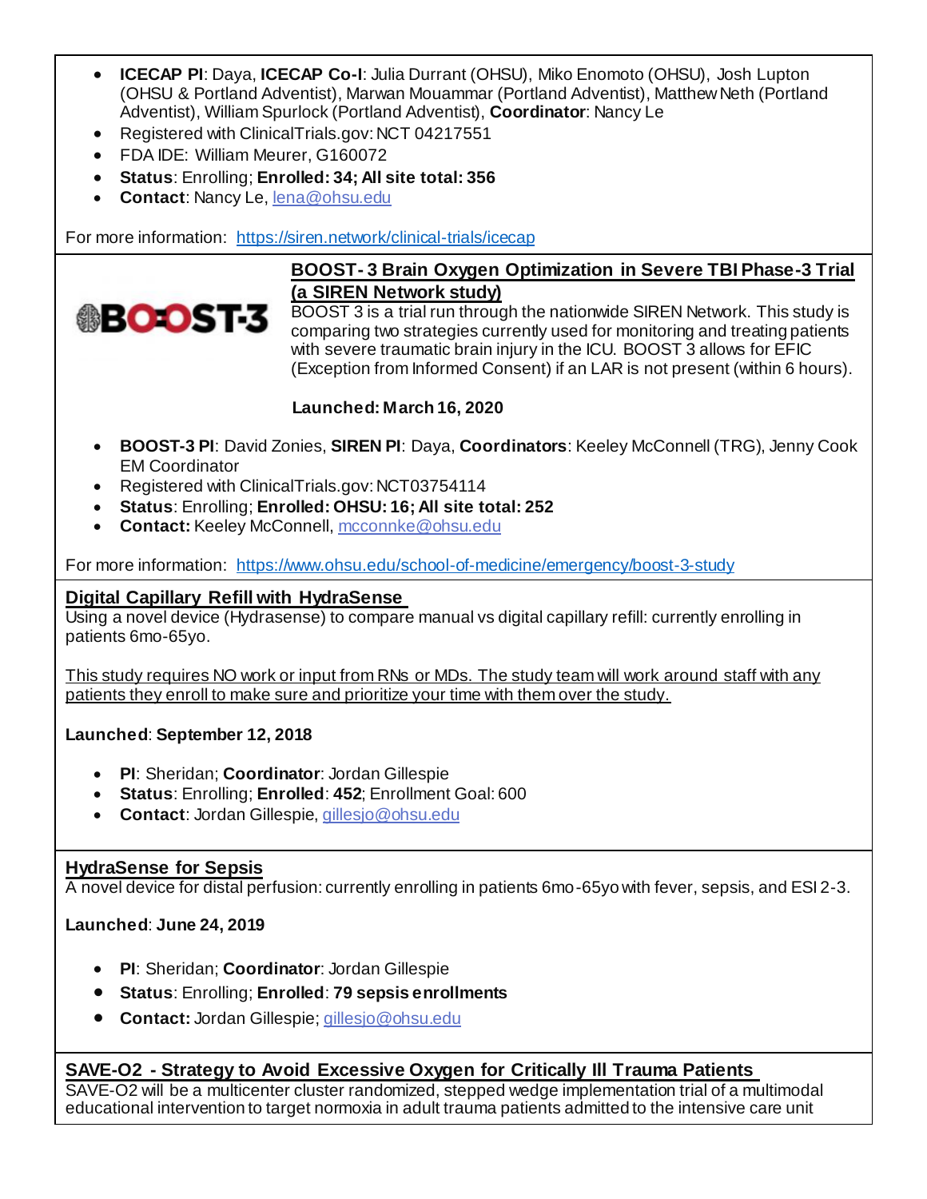- **ICECAP PI**: Daya, **ICECAP Co-I**: Julia Durrant (OHSU), Miko Enomoto (OHSU), Josh Lupton (OHSU & Portland Adventist), Marwan Mouammar (Portland Adventist), Matthew Neth (Portland Adventist), William Spurlock (Portland Adventist), **Coordinator**: Nancy Le
- Registered with ClinicalTrials.gov: NCT 04217551
- FDA IDE: William Meurer, G160072
- **Status**: Enrolling; **Enrolled: 34; All site total: 356**
- **Contact**: Nancy Le, lena@ohsu.edu

For more information: https://siren.network/clinical-trials/icecap

BOOST-3

## BOOST-3 Brain Oxygen Optimization in Severe TBI Phase-3 Trial (a SIREN Network study)

BOOST 3 is a trial run through the nationwide SIREN Network. This study is comparing two strategies currently used for monitoring and treating patients with severe traumatic brain injury in the ICU. BOOST 3 allows for EFIC (Exception from Informed Consent) if an LAR is not present (within 6 hours).

**Launched: March 16, 2020**

- **BOOST-3 PI**: David Zonies, **SIREN PI**: Daya, **Coordinators**: Keeley McConnell (TRG), Jenny Cook EM Coordinator
- Registered with ClinicalTrials.gov: NCT03754114
- **Status**: Enrolling; **Enrolled: OHSU: 16; All site total: 252**
- **Contact:** Keeley McConnell, mcconnke@ohsu.edu

For more information: https://www.ohsu.edu/school-of-medicine/emergency/boost-3-study

## Digital Capillary Refill with HydraSense

Using a novel device (Hydrasense) to compare manual vs digital capillary refill: currently enrolling in patients 6mo-65yo.

This study requires NO work or input from RNs or MDs. The study team will work around staff with any patients they enroll to make sure and prioritize your time with them over the study.

**Launched**: **September 12, 2018**

- **PI**: Sheridan; **Coordinator**: Jordan Gillespie
- **Status**: Enrolling; **Enrolled**: **452**; Enrollment Goal: 600
- **Contact**: Jordan Gillespie, gillesjo@ohsu.edu

## HydraSense for Sepsis

A novel device for distal perfusion: currently enrolling in patients 6mo-65yo with fever, sepsis, and ESI 2-3.

**Launched**: **June 24, 2019**

- **PI**: Sheridan; **Coordinator**: Jordan Gillespie
- **Status**: Enrolling; **Enrolled**: **79 sepsis enrollments**
- **Contact:** Jordan Gillespie; gillesjo@ohsu.edu

## SAVE-O2 - Strategy to Avoid Excessive Oxygen for Critically Ill Trauma Patients

SAVE-O2 will be a multicenter cluster randomized, stepped wedge implementation trial of a multimodal educational intervention to target normoxia in adult trauma patients admitted to the intensive care unit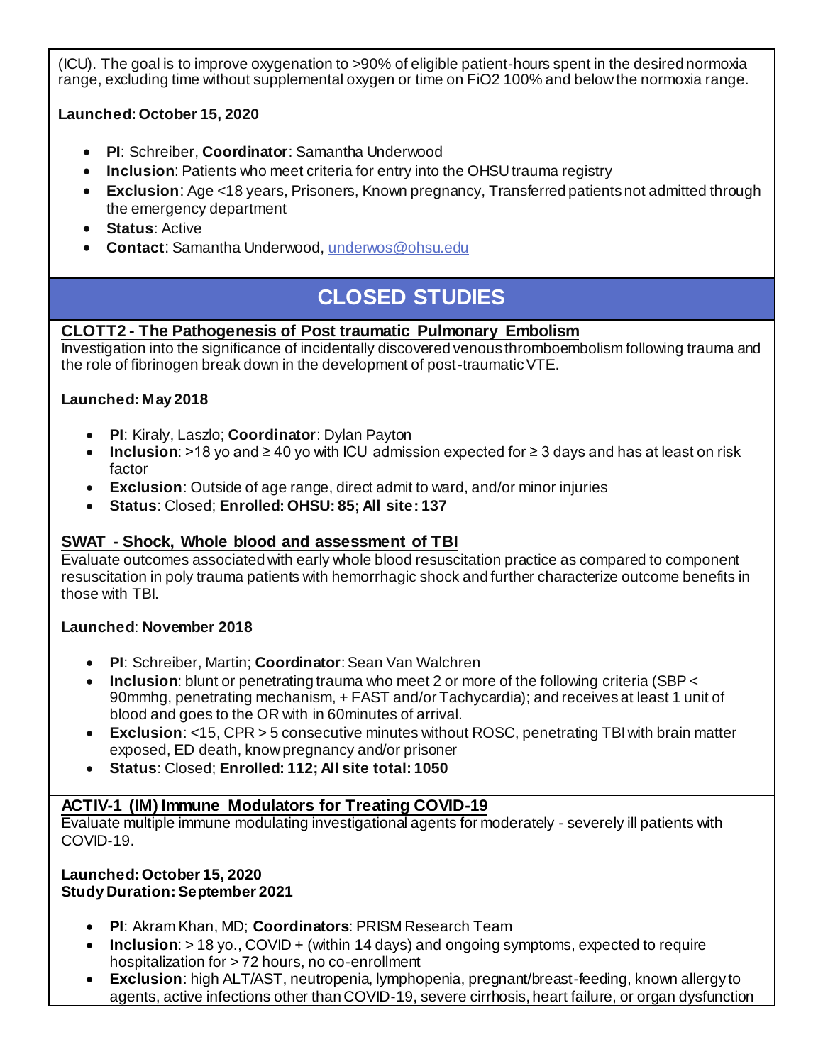(ICU). The goal is to improve oxygenation to >90% of eligible patient-hours spent in the desired normoxia range, excluding time without supplemental oxygen or time on FiO2 100% and below the normoxia range.

**Launched: October 15, 2020**

- **PI**: Schreiber, **Coordinator**: Samantha Underwood
- **Inclusion**: Patients who meet criteria for entry into the OHSU trauma registry
- **Exclusion**: Age <18 years, Prisoners, Known pregnancy, Transferred patients not admitted through the emergency department
- **Status**: Active
- **Contact**: Samantha Underwood, underwos@ohsu.edu

## CLOSED STUDIES

### CLOTT2 - The Pathogenesis of Post traumatic Pulmonary Embolism

Investigation into the significance of incidentally discovered venous thromboembolism following trauma and the role of fibrinogen break down in the development of post-traumatic VTE.

**Launched: May 2018**

- **PI**: Kiraly, Laszlo; **Coordinator**: Dylan Payton
- **Inclusion**: >18 yo and ≥ 40 yo with ICU admission expected for ≥ 3 days and has at least on risk factor
- **Exclusion**: Outside of age range, direct admit to ward, and/or minor injuries
- **Status**: Closed; **Enrolled: OHSU: 85; All site: 137**

### SWAT - Shock, Whole blood and assessment of TBI

Evaluate outcomes associated with early whole blood resuscitation practice as compared to component resuscitation in poly trauma patients with hemorrhagic shock and further characterize outcome benefits in those with TBI.

**Launched**: **November 2018**

- **PI**: Schreiber, Martin; **Coordinator**: Sean Van Walchren
- **Inclusion**: blunt or penetrating trauma who meet 2 or more of the following criteria (SBP < 90mmhg, penetrating mechanism, + FAST and/or Tachycardia); and receives at least 1 unit of blood and goes to the OR with in 60minutes of arrival.
- **Exclusion**: <15, CPR > 5 consecutive minutes without ROSC, penetrating TBI with brain matter exposed, ED death, know pregnancy and/or prisoner
- **Status**: Closed; **Enrolled: 112; All site total: 1050**

### ACTIV-1 (IM) Immune Modulators for Treating COVID-19

Evaluate multiple immune modulating investigational agents for moderately - severely ill patients with COVID-19.

**Launched: October 15, 2020**
**Study Duration: September 2021**

- **PI**: Akram Khan, MD; **Coordinators**: PRISM Research Team
- **Inclusion**: > 18 yo., COVID + (within 14 days) and ongoing symptoms, expected to require hospitalization for > 72 hours, no co-enrollment
- **Exclusion**: high ALT/AST, neutropenia, lymphopenia, pregnant/breast-feeding, known allergy to agents, active infections other than COVID-19, severe cirrhosis, heart failure, or organ dysfunction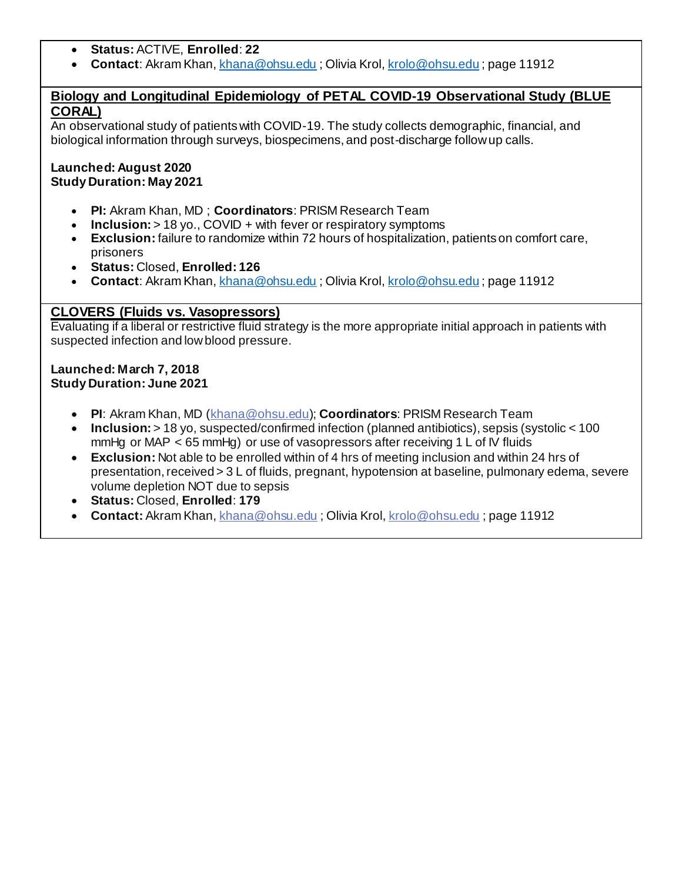- **Status:** ACTIVE, **Enrolled**: **22**
- **Contact**: Akram Khan, khana@ohsu.edu ; Olivia Krol, krolo@ohsu.edu ; page 11912

## Biology and Longitudinal Epidemiology of PETAL COVID-19 Observational Study (BLUE CORAL)

An observational study of patients with COVID-19. The study collects demographic, financial, and biological information through surveys, biospecimens, and post-discharge follow up calls.

**Launched: August 2020**
**Study Duration: May 2021**

- **PI:** Akram Khan, MD ; **Coordinators**: PRISM Research Team
- **Inclusion:** > 18 yo., COVID + with fever or respiratory symptoms
- **Exclusion:** failure to randomize within 72 hours of hospitalization, patients on comfort care, prisoners
- **Status:** Closed, **Enrolled: 126**
- **Contact**: Akram Khan, khana@ohsu.edu ; Olivia Krol, krolo@ohsu.edu ; page 11912

## CLOVERS (Fluids vs. Vasopressors)

Evaluating if a liberal or restrictive fluid strategy is the more appropriate initial approach in patients with suspected infection and low blood pressure.

**Launched: March 7, 2018**
**Study Duration: June 2021**

- **PI**: Akram Khan, MD (khana@ohsu.edu); **Coordinators**: PRISM Research Team
- **Inclusion:** > 18 yo, suspected/confirmed infection (planned antibiotics), sepsis (systolic < 100 mmHg or MAP < 65 mmHg) or use of vasopressors after receiving 1 L of IV fluids
- **Exclusion:** Not able to be enrolled within of 4 hrs of meeting inclusion and within 24 hrs of presentation, received > 3 L of fluids, pregnant, hypotension at baseline, pulmonary edema, severe volume depletion NOT due to sepsis
- **Status:** Closed, **Enrolled**: **179**
- **Contact:** Akram Khan, khana@ohsu.edu ; Olivia Krol, krolo@ohsu.edu ; page 11912